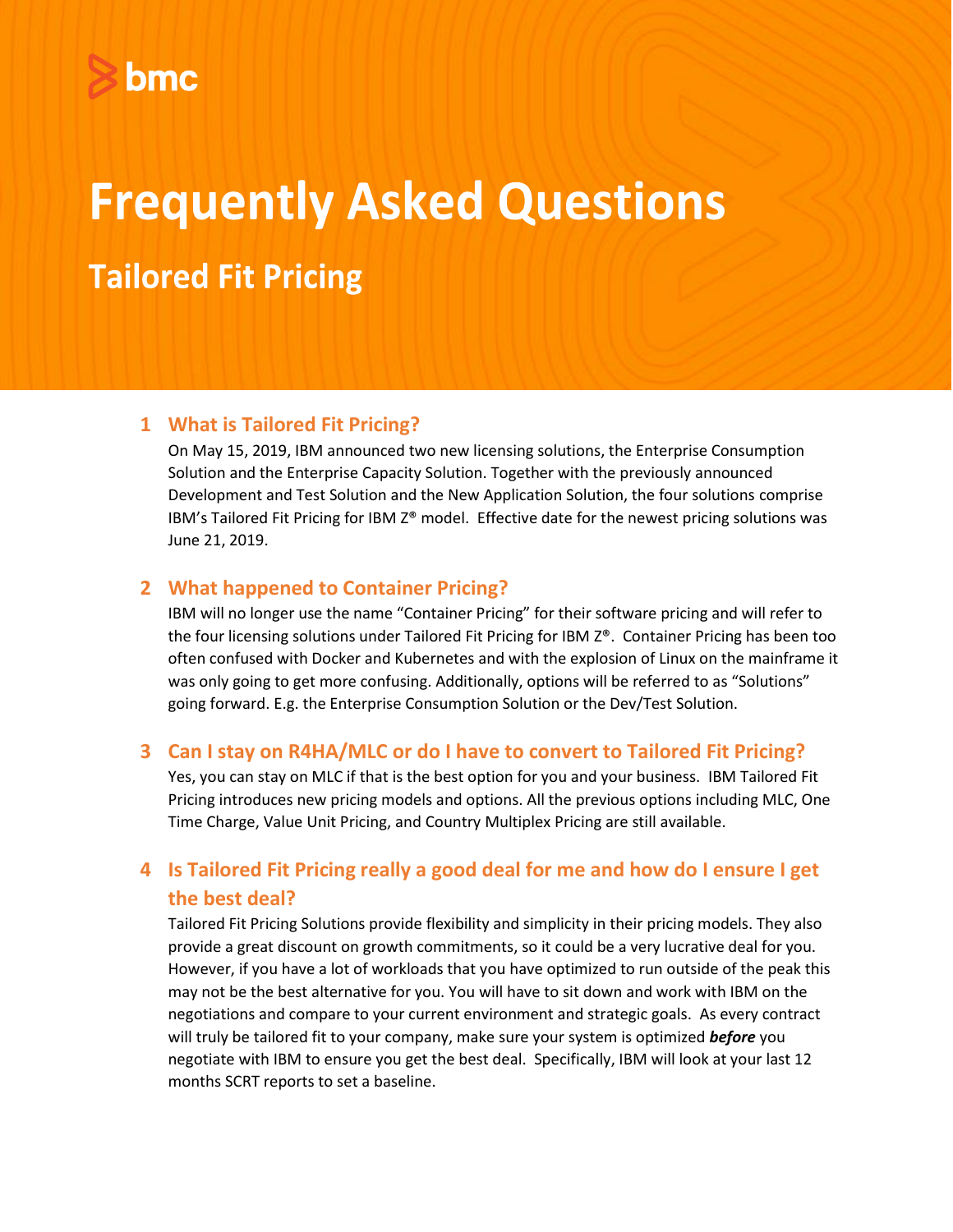bmc

# Frequently Asked Questions

## Tailored Fit Pricing

### 1 What is Tailored Fit Pricing?

On May 15, 2019, IBM announced two new licensing solutions, the Enterprise Consumption Solution and the Enterprise Capacity Solution. Together with the previously announced Development and Test Solution and the New Application Solution, the four solutions comprise IBM's Tailored Fit Pricing for IBM Z® model. Effective date for the newest pricing solutions was June 21, 2019.

### 2 What happened to Container Pricing?

IBM will no longer use the name "Container Pricing" for their software pricing and will refer to the four licensing solutions under Tailored Fit Pricing for IBM Z®. Container Pricing has been too often confused with Docker and Kubernetes and with the explosion of Linux on the mainframe it was only going to get more confusing. Additionally, options will be referred to as "Solutions" going forward. E.g. the Enterprise Consumption Solution or the Dev/Test Solution.

### 3 Can I stay on R4HA/MLC or do I have to convert to Tailored Fit Pricing?

Yes, you can stay on MLC if that is the best option for you and your business. IBM Tailored Fit Pricing introduces new pricing models and options. All the previous options including MLC, One Time Charge, Value Unit Pricing, and Country Multiplex Pricing are still available.

### 4 Is Tailored Fit Pricing really a good deal for me and how do I ensure I get the best deal?

Tailored Fit Pricing Solutions provide flexibility and simplicity in their pricing models. They also provide a great discount on growth commitments, so it could be a very lucrative deal for you. However, if you have a lot of workloads that you have optimized to run outside of the peak this may not be the best alternative for you. You will have to sit down and work with IBM on the negotiations and compare to your current environment and strategic goals. As every contract will truly be tailored fit to your company, make sure your system is optimized ***before*** you negotiate with IBM to ensure you get the best deal. Specifically, IBM will look at your last 12 months SCRT reports to set a baseline.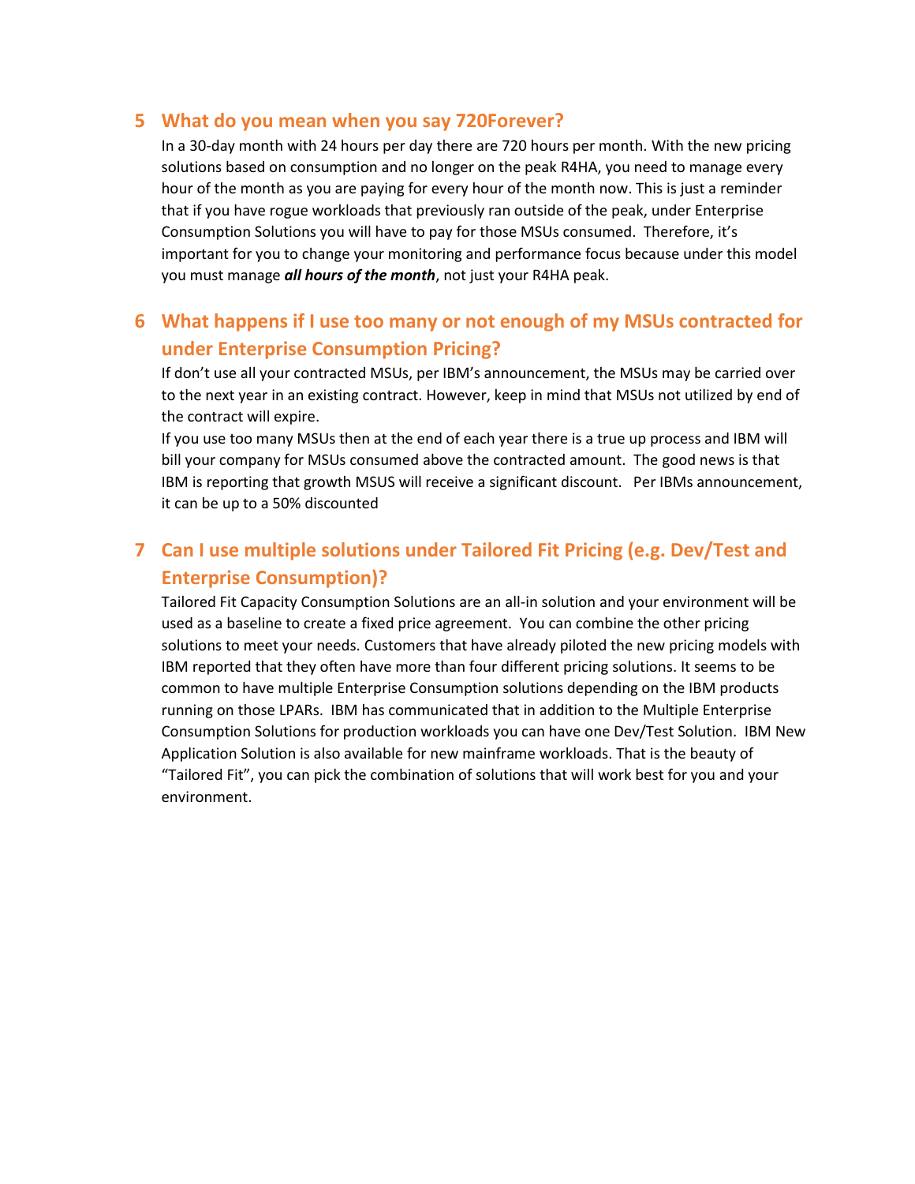## 5 What do you mean when you say 720Forever?

In a 30-day month with 24 hours per day there are 720 hours per month. With the new pricing solutions based on consumption and no longer on the peak R4HA, you need to manage every hour of the month as you are paying for every hour of the month now. This is just a reminder that if you have rogue workloads that previously ran outside of the peak, under Enterprise Consumption Solutions you will have to pay for those MSUs consumed. Therefore, it's important for you to change your monitoring and performance focus because under this model you must manage ***all hours of the month***, not just your R4HA peak.

## 6 What happens if I use too many or not enough of my MSUs contracted for under Enterprise Consumption Pricing?

If don't use all your contracted MSUs, per IBM's announcement, the MSUs may be carried over to the next year in an existing contract. However, keep in mind that MSUs not utilized by end of the contract will expire.

If you use too many MSUs then at the end of each year there is a true up process and IBM will bill your company for MSUs consumed above the contracted amount. The good news is that IBM is reporting that growth MSUS will receive a significant discount. Per IBMs announcement, it can be up to a 50% discounted

## 7 Can I use multiple solutions under Tailored Fit Pricing (e.g. Dev/Test and Enterprise Consumption)?

Tailored Fit Capacity Consumption Solutions are an all-in solution and your environment will be used as a baseline to create a fixed price agreement. You can combine the other pricing solutions to meet your needs. Customers that have already piloted the new pricing models with IBM reported that they often have more than four different pricing solutions. It seems to be common to have multiple Enterprise Consumption solutions depending on the IBM products running on those LPARs. IBM has communicated that in addition to the Multiple Enterprise Consumption Solutions for production workloads you can have one Dev/Test Solution. IBM New Application Solution is also available for new mainframe workloads. That is the beauty of "Tailored Fit", you can pick the combination of solutions that will work best for you and your environment.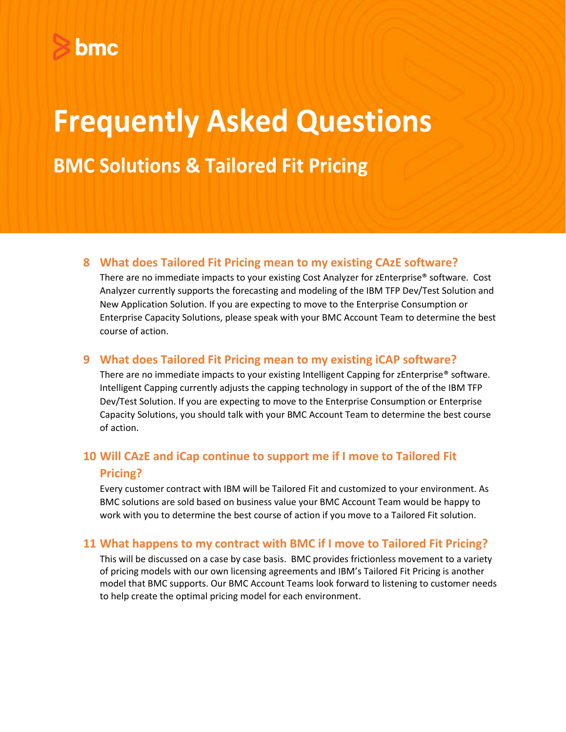# Frequently Asked Questions

## BMC Solutions & Tailored Fit Pricing

### 8 What does Tailored Fit Pricing mean to my existing CAzE software?

There are no immediate impacts to your existing Cost Analyzer for zEnterprise® software. Cost Analyzer currently supports the forecasting and modeling of the IBM TFP Dev/Test Solution and New Application Solution. If you are expecting to move to the Enterprise Consumption or Enterprise Capacity Solutions, please speak with your BMC Account Team to determine the best course of action.

### 9 What does Tailored Fit Pricing mean to my existing iCAP software?

There are no immediate impacts to your existing Intelligent Capping for zEnterprise® software. Intelligent Capping currently adjusts the capping technology in support of the of the IBM TFP Dev/Test Solution. If you are expecting to move to the Enterprise Consumption or Enterprise Capacity Solutions, you should talk with your BMC Account Team to determine the best course of action.

### 10 Will CAzE and iCap continue to support me if I move to Tailored Fit Pricing?

Every customer contract with IBM will be Tailored Fit and customized to your environment. As BMC solutions are sold based on business value your BMC Account Team would be happy to work with you to determine the best course of action if you move to a Tailored Fit solution.

### 11 What happens to my contract with BMC if I move to Tailored Fit Pricing?

This will be discussed on a case by case basis. BMC provides frictionless movement to a variety of pricing models with our own licensing agreements and IBM's Tailored Fit Pricing is another model that BMC supports. Our BMC Account Teams look forward to listening to customer needs to help create the optimal pricing model for each environment.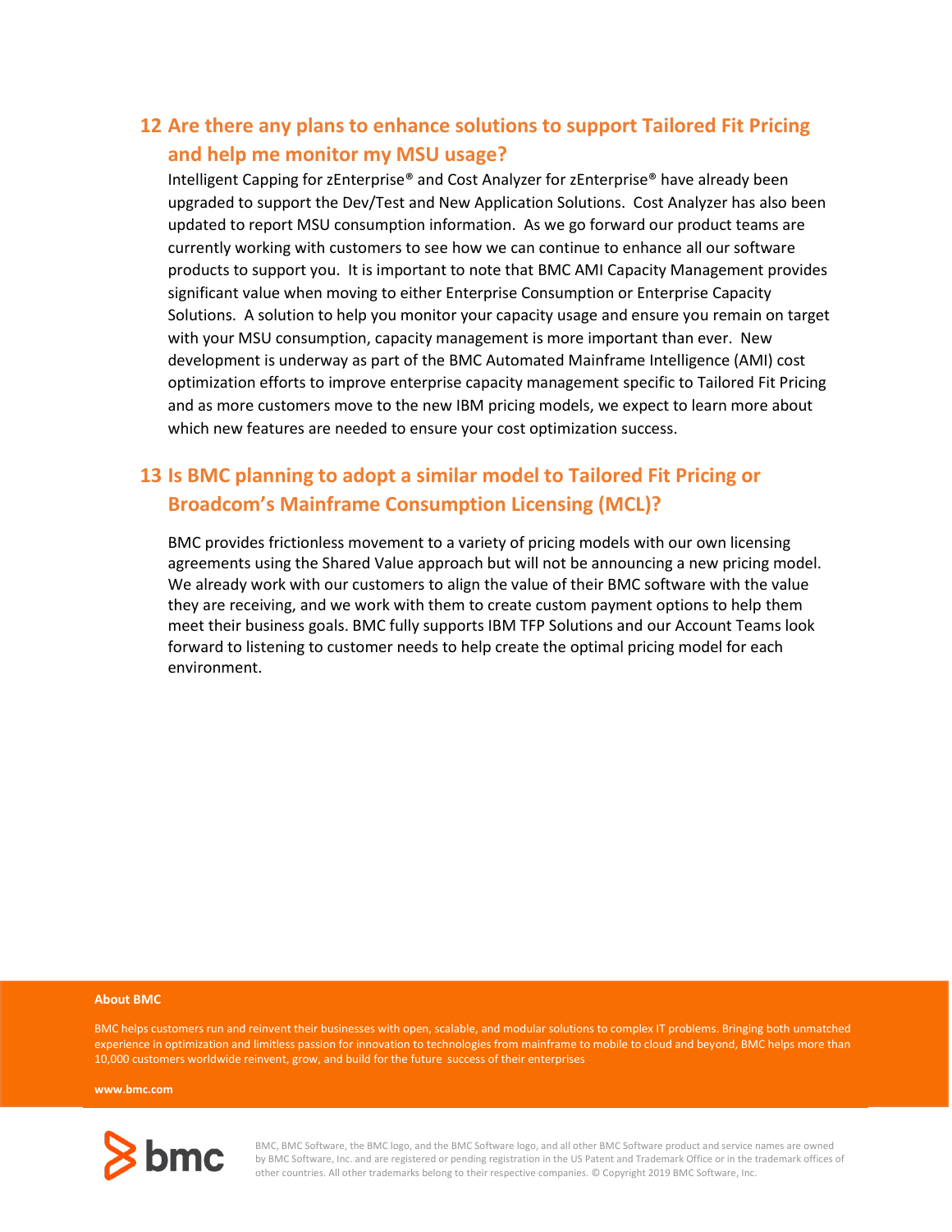## 12 Are there any plans to enhance solutions to support Tailored Fit Pricing and help me monitor my MSU usage?

Intelligent Capping for zEnterprise® and Cost Analyzer for zEnterprise® have already been upgraded to support the Dev/Test and New Application Solutions. Cost Analyzer has also been updated to report MSU consumption information. As we go forward our product teams are currently working with customers to see how we can continue to enhance all our software products to support you. It is important to note that BMC AMI Capacity Management provides significant value when moving to either Enterprise Consumption or Enterprise Capacity Solutions. A solution to help you monitor your capacity usage and ensure you remain on target with your MSU consumption, capacity management is more important than ever. New development is underway as part of the BMC Automated Mainframe Intelligence (AMI) cost optimization efforts to improve enterprise capacity management specific to Tailored Fit Pricing and as more customers move to the new IBM pricing models, we expect to learn more about which new features are needed to ensure your cost optimization success.

## 13 Is BMC planning to adopt a similar model to Tailored Fit Pricing or Broadcom's Mainframe Consumption Licensing (MCL)?

BMC provides frictionless movement to a variety of pricing models with our own licensing agreements using the Shared Value approach but will not be announcing a new pricing model. We already work with our customers to align the value of their BMC software with the value they are receiving, and we work with them to create custom payment options to help them meet their business goals. BMC fully supports IBM TFP Solutions and our Account Teams look forward to listening to customer needs to help create the optimal pricing model for each environment.

**About BMC**

BMC helps customers run and reinvent their businesses with open, scalable, and modular solutions to complex IT problems. Bringing both unmatched experience in optimization and limitless passion for innovation to technologies from mainframe to mobile to cloud and beyond, BMC helps more than 10,000 customers worldwide reinvent, grow, and build for the future success of their enterprises

**www.bmc.com**

bmc

BMC, BMC Software, the BMC logo, and the BMC Software logo, and all other BMC Software product and service names are owned by BMC Software, Inc. and are registered or pending registration in the US Patent and Trademark Office or in the trademark offices of other countries. All other trademarks belong to their respective companies. © Copyright 2019 BMC Software, Inc.